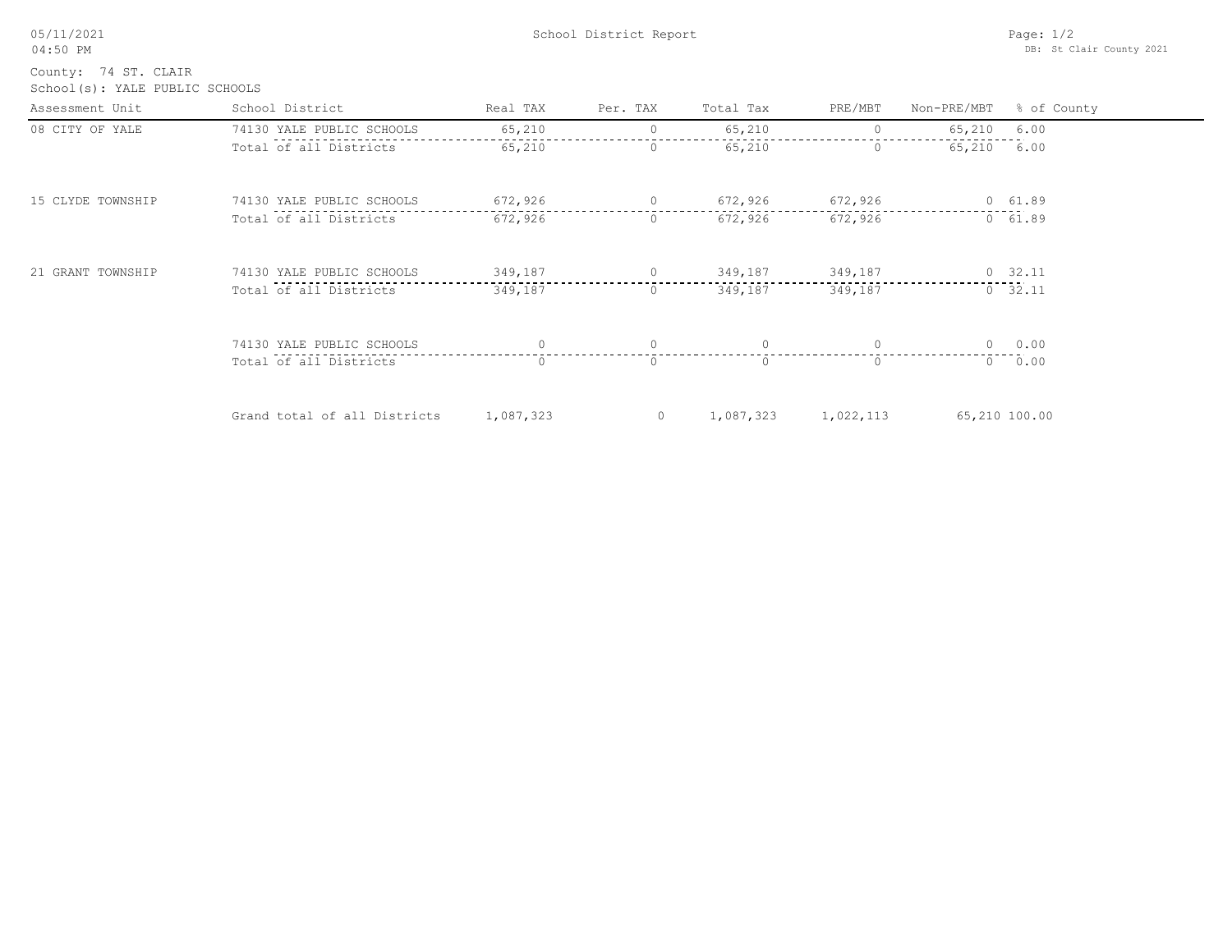# School District Report

County: 74 ST. CLAIR
School(s): YALE PUBLIC SCHOOLS

| Assessment Unit | School District | Real TAX | Per. TAX | Total Tax | PRE/MBT | Non-PRE/MBT | % of County |
|---|---|---|---|---|---|---|---|
| 08 CITY OF YALE | 74130 YALE PUBLIC SCHOOLS | 65,210 | 0 | 65,210 | 0 | 65,210 | 6.00 |
| | Total of all Districts | 65,210 | 0 | 65,210 | 0 | 65,210 | 6.00 |
| 15 CLYDE TOWNSHIP | 74130 YALE PUBLIC SCHOOLS | 672,926 | 0 | 672,926 | 672,926 | 0 | 61.89 |
| | Total of all Districts | 672,926 | 0 | 672,926 | 672,926 | 0 | 61.89 |
| 21 GRANT TOWNSHIP | 74130 YALE PUBLIC SCHOOLS | 349,187 | 0 | 349,187 | 349,187 | 0 | 32.11 |
| | Total of all Districts | 349,187 | 0 | 349,187 | 349,187 | 0 | 32.11 |
| | 74130 YALE PUBLIC SCHOOLS | 0 | 0 | 0 | 0 | 0 | 0.00 |
| | Total of all Districts | 0 | 0 | 0 | 0 | 0 | 0.00 |
| | Grand total of all Districts | 1,087,323 | 0 | 1,087,323 | 1,022,113 | 65,210 | 100.00 |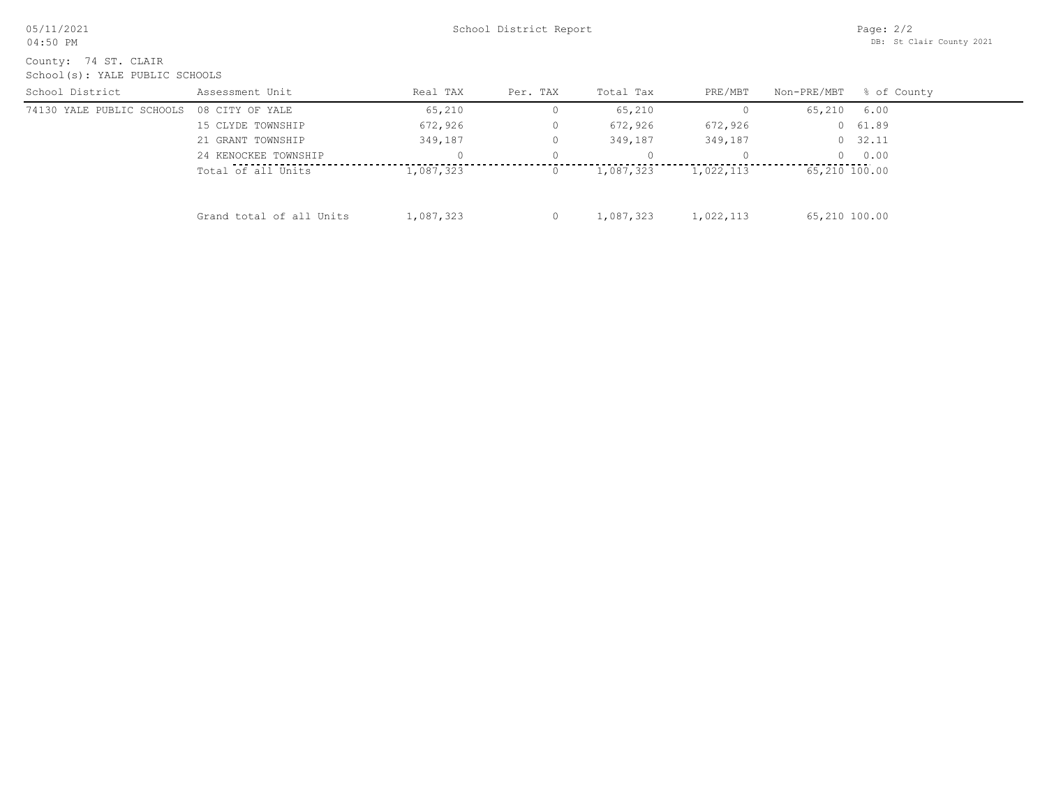County: 74 ST. CLAIR

School(s): YALE PUBLIC SCHOOLS

| School District | Assessment Unit | Real TAX | Per. TAX | Total Tax | PRE/MBT | Non-PRE/MBT | % of County |
|---|---|---|---|---|---|---|---|
| 74130 YALE PUBLIC SCHOOLS | 08 CITY OF YALE | 65,210 | 0 | 65,210 | 0 | 65,210 | 6.00 |
| | 15 CLYDE TOWNSHIP | 672,926 | 0 | 672,926 | 672,926 | 0 | 61.89 |
| | 21 GRANT TOWNSHIP | 349,187 | 0 | 349,187 | 349,187 | 0 | 32.11 |
| | 24 KENOCKEE TOWNSHIP | 0 | 0 | 0 | 0 | 0 | 0.00 |
| | Total of all Units | 1,087,323 | 0 | 1,087,323 | 1,022,113 | 65,210 | 100.00 |
| | Grand total of all Units | 1,087,323 | 0 | 1,087,323 | 1,022,113 | 65,210 | 100.00 |